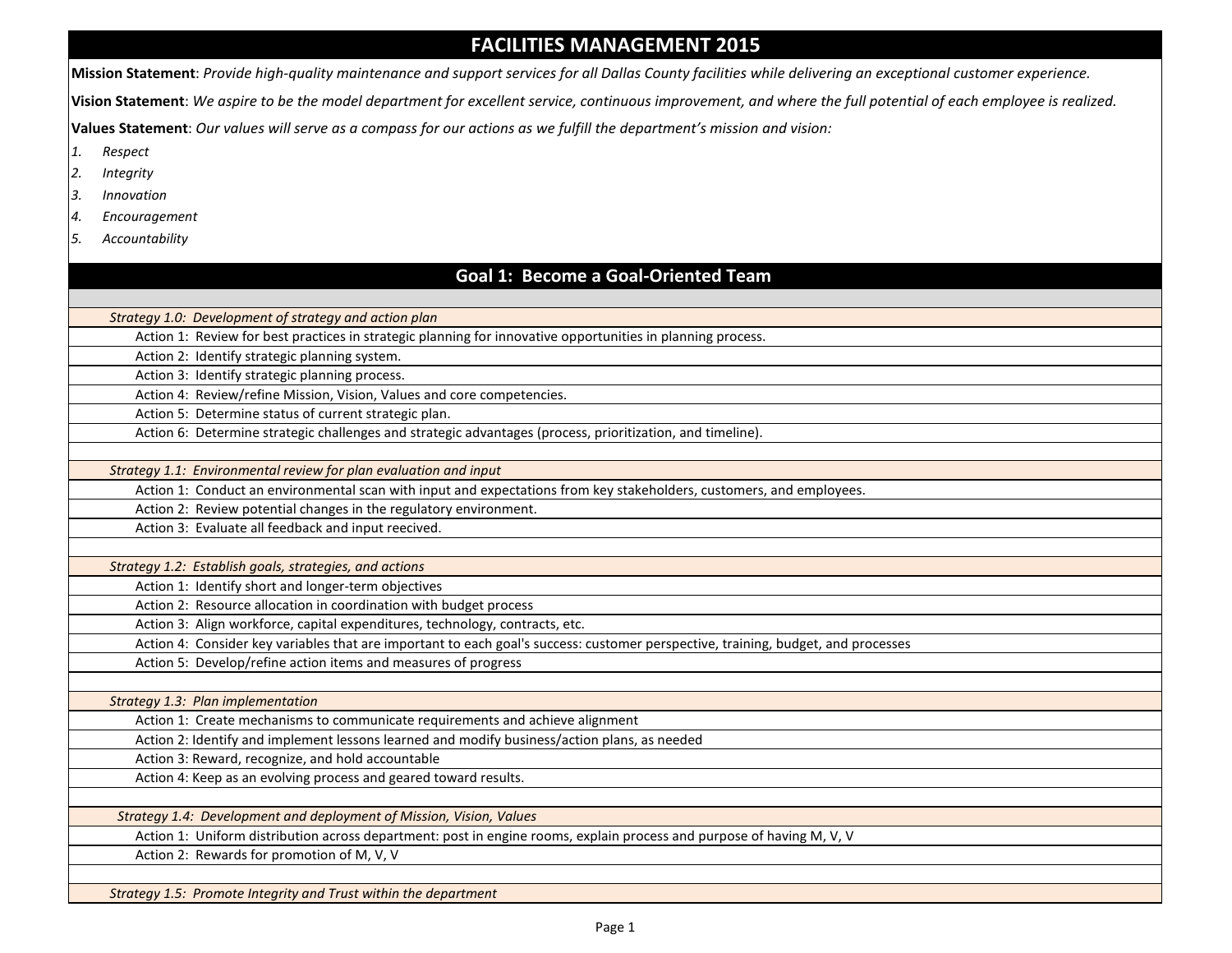# FACILITIES MANAGEMENT 2015

**Mission Statement**: *Provide high-quality maintenance and support services for all Dallas County facilities while delivering an exceptional customer experience.*

**Vision Statement**: *We aspire to be the model department for excellent service, continuous improvement, and where the full potential of each employee is realized.*

**Values Statement**: *Our values will serve as a compass for our actions as we fulfill the department's mission and vision:*

1. *Respect*
2. *Integrity*
3. *Innovation*
4. *Encouragement*
5. *Accountability*

## Goal 1: Become a Goal-Oriented Team

*Strategy 1.0: Development of strategy and action plan*

- Action 1: Review for best practices in strategic planning for innovative opportunities in planning process.
- Action 2: Identify strategic planning system.
- Action 3: Identify strategic planning process.
- Action 4: Review/refine Mission, Vision, Values and core competencies.
- Action 5: Determine status of current strategic plan.
- Action 6: Determine strategic challenges and strategic advantages (process, prioritization, and timeline).

*Strategy 1.1: Environmental review for plan evaluation and input*

- Action 1: Conduct an environmental scan with input and expectations from key stakeholders, customers, and employees.
- Action 2: Review potential changes in the regulatory environment.
- Action 3: Evaluate all feedback and input reecived.

*Strategy 1.2: Establish goals, strategies, and actions*

- Action 1: Identify short and longer-term objectives
- Action 2: Resource allocation in coordination with budget process
- Action 3: Align workforce, capital expenditures, technology, contracts, etc.
- Action 4: Consider key variables that are important to each goal's success: customer perspective, training, budget, and processes
- Action 5: Develop/refine action items and measures of progress

*Strategy 1.3: Plan implementation*

- Action 1: Create mechanisms to communicate requirements and achieve alignment
- Action 2: Identify and implement lessons learned and modify business/action plans, as needed
- Action 3: Reward, recognize, and hold accountable
- Action 4: Keep as an evolving process and geared toward results.

*Strategy 1.4: Development and deployment of Mission, Vision, Values*

- Action 1: Uniform distribution across department: post in engine rooms, explain process and purpose of having M, V, V
- Action 2: Rewards for promotion of M, V, V

*Strategy 1.5: Promote Integrity and Trust within the department*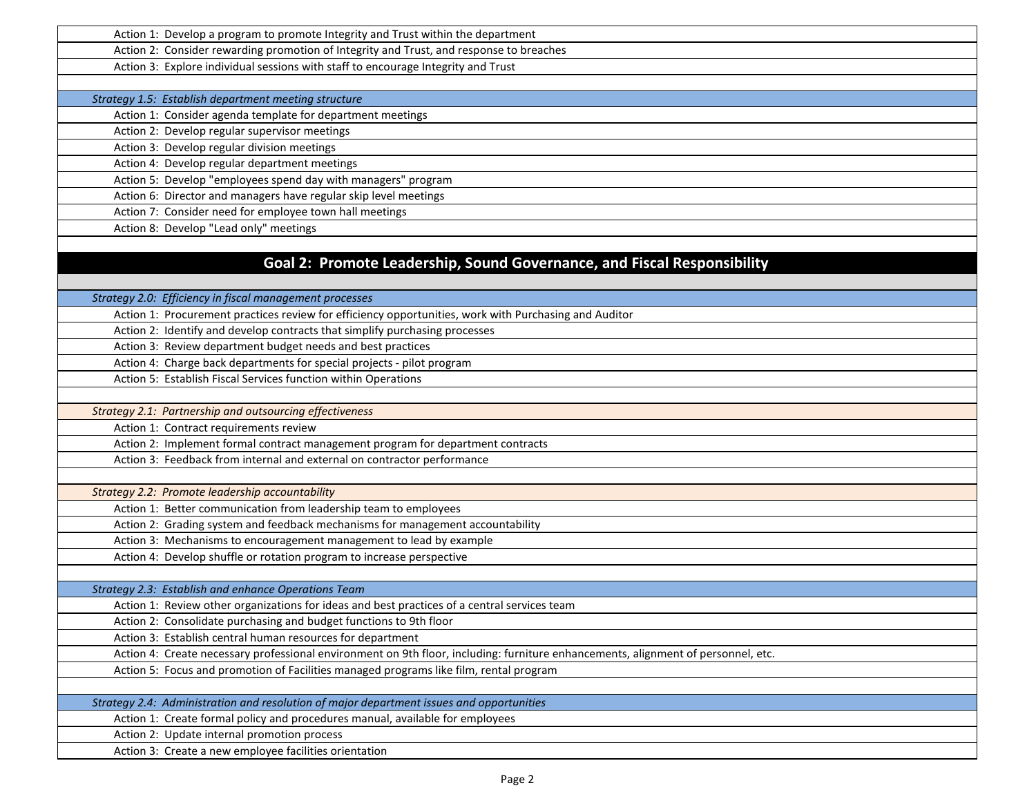Action 1: Develop a program to promote Integrity and Trust within the department

Action 2: Consider rewarding promotion of Integrity and Trust, and response to breaches

Action 3: Explore individual sessions with staff to encourage Integrity and Trust

*Strategy 1.5: Establish department meeting structure*

Action 1: Consider agenda template for department meetings

Action 2: Develop regular supervisor meetings

Action 3: Develop regular division meetings

Action 4: Develop regular department meetings

Action 5: Develop "employees spend day with managers" program

Action 6: Director and managers have regular skip level meetings

Action 7: Consider need for employee town hall meetings

Action 8: Develop "Lead only" meetings

## Goal 2: Promote Leadership, Sound Governance, and Fiscal Responsibility

*Strategy 2.0: Efficiency in fiscal management processes*

Action 1: Procurement practices review for efficiency opportunities, work with Purchasing and Auditor

Action 2: Identify and develop contracts that simplify purchasing processes

Action 3: Review department budget needs and best practices

Action 4: Charge back departments for special projects - pilot program

Action 5: Establish Fiscal Services function within Operations

*Strategy 2.1: Partnership and outsourcing effectiveness*

Action 1: Contract requirements review

Action 2: Implement formal contract management program for department contracts

Action 3: Feedback from internal and external on contractor performance

*Strategy 2.2: Promote leadership accountability*

Action 1: Better communication from leadership team to employees

Action 2: Grading system and feedback mechanisms for management accountability

Action 3: Mechanisms to encouragement management to lead by example

Action 4: Develop shuffle or rotation program to increase perspective

*Strategy 2.3: Establish and enhance Operations Team*

Action 1: Review other organizations for ideas and best practices of a central services team

Action 2: Consolidate purchasing and budget functions to 9th floor

Action 3: Establish central human resources for department

Action 4: Create necessary professional environment on 9th floor, including: furniture enhancements, alignment of personnel, etc.

Action 5: Focus and promotion of Facilities managed programs like film, rental program

*Strategy 2.4: Administration and resolution of major department issues and opportunities*

Action 1: Create formal policy and procedures manual, available for employees

Action 2: Update internal promotion process

Action 3: Create a new employee facilities orientation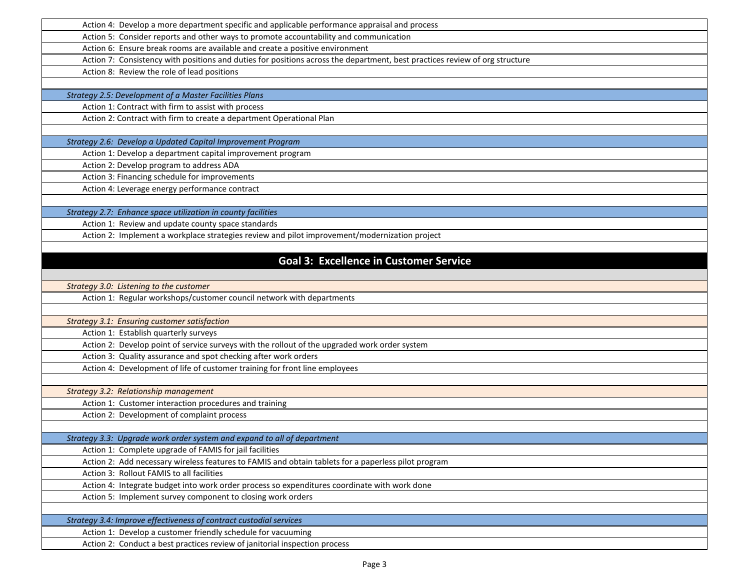Action 4: Develop a more department specific and applicable performance appraisal and process

Action 5: Consider reports and other ways to promote accountability and communication

Action 6: Ensure break rooms are available and create a positive environment

Action 7: Consistency with positions and duties for positions across the department, best practices review of org structure

Action 8: Review the role of lead positions

*Strategy 2.5: Development of a Master Facilities Plans*

Action 1: Contract with firm to assist with process

Action 2: Contract with firm to create a department Operational Plan

*Strategy 2.6: Develop a Updated Capital Improvement Program*

Action 1: Develop a department capital improvement program

Action 2: Develop program to address ADA

Action 3: Financing schedule for improvements

Action 4: Leverage energy performance contract

*Strategy 2.7: Enhance space utilization in county facilities*

Action 1: Review and update county space standards

Action 2: Implement a workplace strategies review and pilot improvement/modernization project

## Goal 3: Excellence in Customer Service

*Strategy 3.0: Listening to the customer*

Action 1: Regular workshops/customer council network with departments

*Strategy 3.1: Ensuring customer satisfaction*

Action 1: Establish quarterly surveys

Action 2: Develop point of service surveys with the rollout of the upgraded work order system

Action 3: Quality assurance and spot checking after work orders

Action 4: Development of life of customer training for front line employees

*Strategy 3.2: Relationship management*

Action 1: Customer interaction procedures and training

Action 2: Development of complaint process

*Strategy 3.3: Upgrade work order system and expand to all of department*

Action 1: Complete upgrade of FAMIS for jail facilities

Action 2: Add necessary wireless features to FAMIS and obtain tablets for a paperless pilot program

Action 3: Rollout FAMIS to all facilities

Action 4: Integrate budget into work order process so expenditures coordinate with work done

Action 5: Implement survey component to closing work orders

*Strategy 3.4: Improve effectiveness of contract custodial services*

Action 1: Develop a customer friendly schedule for vacuuming

Action 2: Conduct a best practices review of janitorial inspection process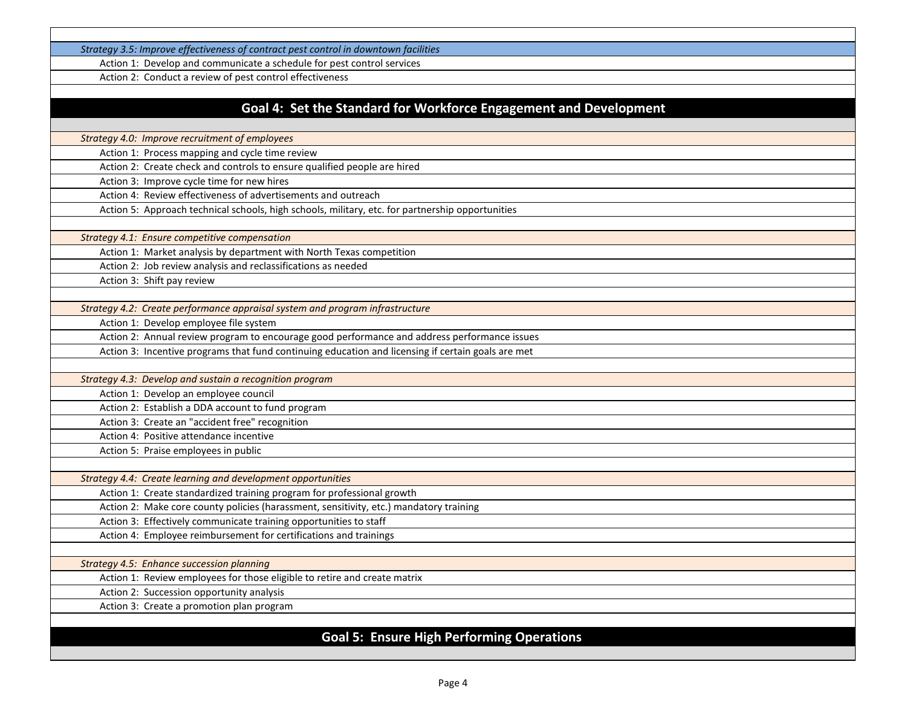*Strategy 3.5: Improve effectiveness of contract pest control in downtown facilities*

- Action 1: Develop and communicate a schedule for pest control services
- Action 2: Conduct a review of pest control effectiveness

## Goal 4: Set the Standard for Workforce Engagement and Development

*Strategy 4.0: Improve recruitment of employees*

- Action 1: Process mapping and cycle time review
- Action 2: Create check and controls to ensure qualified people are hired
- Action 3: Improve cycle time for new hires
- Action 4: Review effectiveness of advertisements and outreach
- Action 5: Approach technical schools, high schools, military, etc. for partnership opportunities

*Strategy 4.1: Ensure competitive compensation*

- Action 1: Market analysis by department with North Texas competition
- Action 2: Job review analysis and reclassifications as needed
- Action 3: Shift pay review

*Strategy 4.2: Create performance appraisal system and program infrastructure*

- Action 1: Develop employee file system
- Action 2: Annual review program to encourage good performance and address performance issues
- Action 3: Incentive programs that fund continuing education and licensing if certain goals are met

*Strategy 4.3: Develop and sustain a recognition program*

- Action 1: Develop an employee council
- Action 2: Establish a DDA account to fund program
- Action 3: Create an "accident free" recognition
- Action 4: Positive attendance incentive
- Action 5: Praise employees in public

*Strategy 4.4: Create learning and development opportunities*

- Action 1: Create standardized training program for professional growth
- Action 2: Make core county policies (harassment, sensitivity, etc.) mandatory training
- Action 3: Effectively communicate training opportunities to staff
- Action 4: Employee reimbursement for certifications and trainings

*Strategy 4.5: Enhance succession planning*

- Action 1: Review employees for those eligible to retire and create matrix
- Action 2: Succession opportunity analysis
- Action 3: Create a promotion plan program

## Goal 5: Ensure High Performing Operations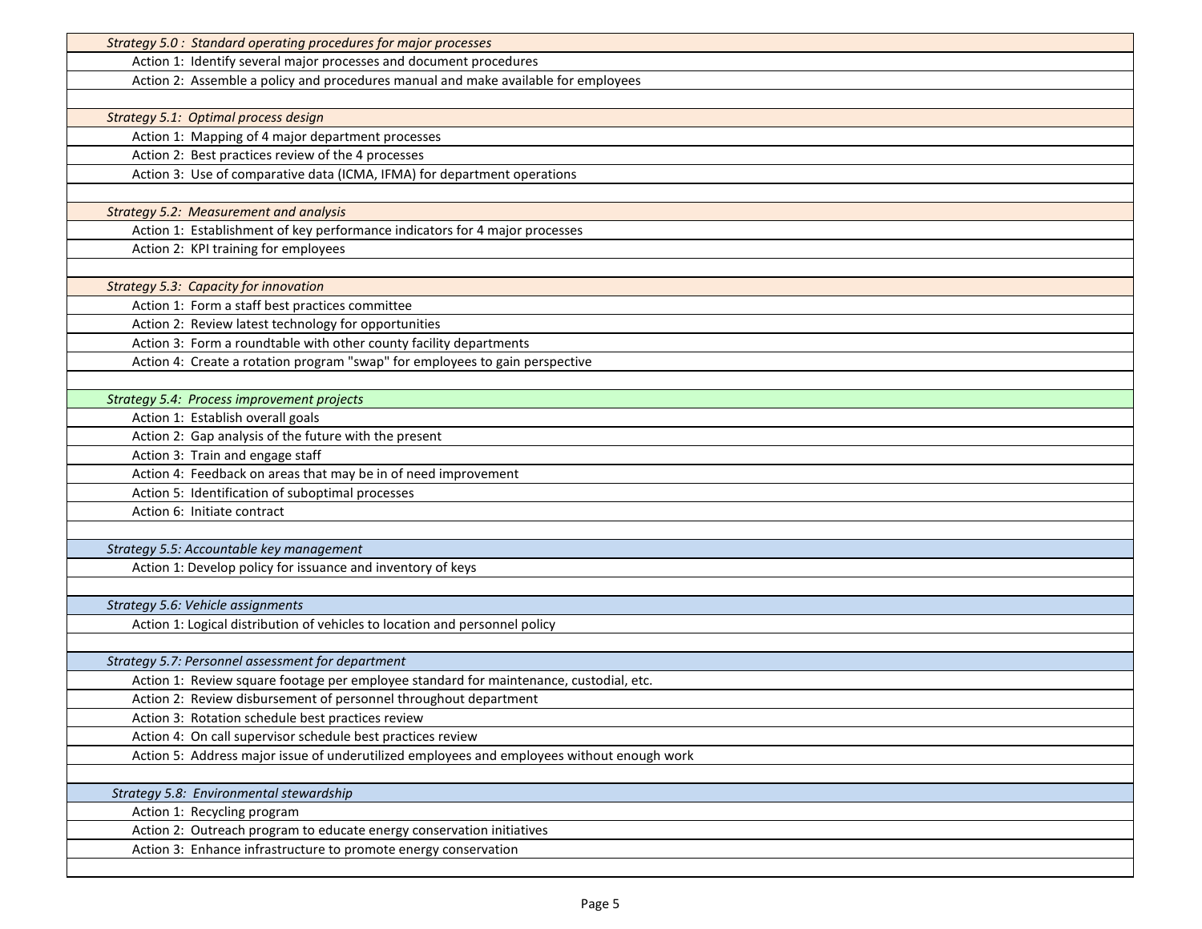*Strategy 5.0 : Standard operating procedures for major processes*

- Action 1: Identify several major processes and document procedures
- Action 2: Assemble a policy and procedures manual and make available for employees

*Strategy 5.1: Optimal process design*

- Action 1: Mapping of 4 major department processes
- Action 2: Best practices review of the 4 processes
- Action 3: Use of comparative data (ICMA, IFMA) for department operations

*Strategy 5.2: Measurement and analysis*

- Action 1: Establishment of key performance indicators for 4 major processes
- Action 2: KPI training for employees

*Strategy 5.3: Capacity for innovation*

- Action 1: Form a staff best practices committee
- Action 2: Review latest technology for opportunities
- Action 3: Form a roundtable with other county facility departments
- Action 4: Create a rotation program "swap" for employees to gain perspective

*Strategy 5.4: Process improvement projects*

- Action 1: Establish overall goals
- Action 2: Gap analysis of the future with the present
- Action 3: Train and engage staff
- Action 4: Feedback on areas that may be in of need improvement
- Action 5: Identification of suboptimal processes
- Action 6: Initiate contract

*Strategy 5.5: Accountable key management*

- Action 1: Develop policy for issuance and inventory of keys

*Strategy 5.6: Vehicle assignments*

- Action 1: Logical distribution of vehicles to location and personnel policy

*Strategy 5.7: Personnel assessment for department*

- Action 1: Review square footage per employee standard for maintenance, custodial, etc.
- Action 2: Review disbursement of personnel throughout department
- Action 3: Rotation schedule best practices review
- Action 4: On call supervisor schedule best practices review
- Action 5: Address major issue of underutilized employees and employees without enough work

*Strategy 5.8: Environmental stewardship*

- Action 1: Recycling program
- Action 2: Outreach program to educate energy conservation initiatives
- Action 3: Enhance infrastructure to promote energy conservation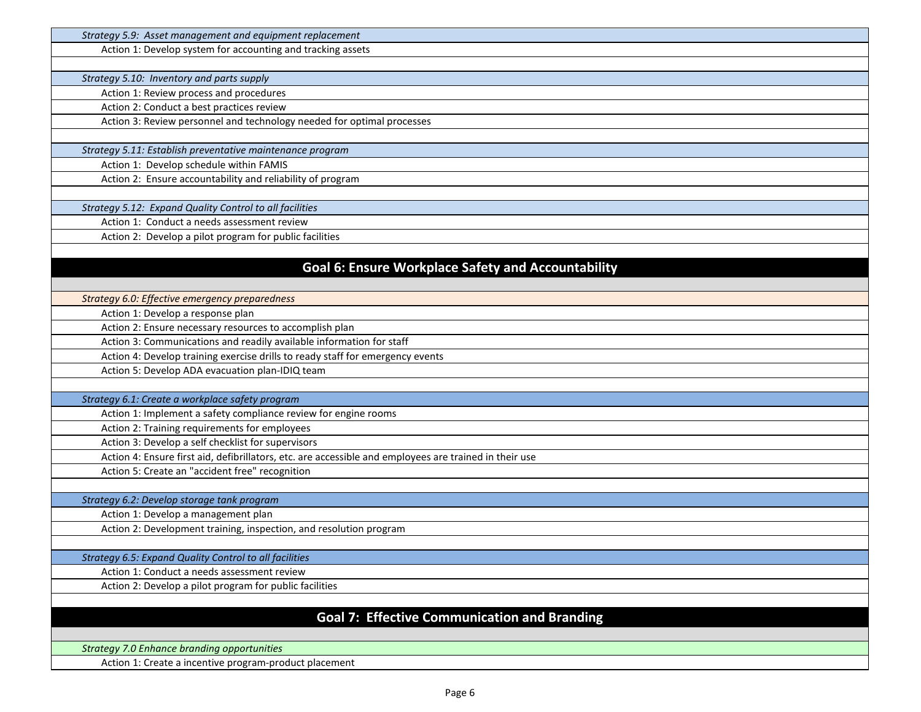*Strategy 5.9: Asset management and equipment replacement*

- Action 1: Develop system for accounting and tracking assets

*Strategy 5.10: Inventory and parts supply*

- Action 1: Review process and procedures
- Action 2: Conduct a best practices review
- Action 3: Review personnel and technology needed for optimal processes

*Strategy 5.11: Establish preventative maintenance program*

- Action 1: Develop schedule within FAMIS
- Action 2: Ensure accountability and reliability of program

*Strategy 5.12: Expand Quality Control to all facilities*

- Action 1: Conduct a needs assessment review
- Action 2: Develop a pilot program for public facilities

## Goal 6: Ensure Workplace Safety and Accountability

*Strategy 6.0: Effective emergency preparedness*

- Action 1: Develop a response plan
- Action 2: Ensure necessary resources to accomplish plan
- Action 3: Communications and readily available information for staff
- Action 4: Develop training exercise drills to ready staff for emergency events
- Action 5: Develop ADA evacuation plan-IDIQ team

*Strategy 6.1: Create a workplace safety program*

- Action 1: Implement a safety compliance review for engine rooms
- Action 2: Training requirements for employees
- Action 3: Develop a self checklist for supervisors
- Action 4: Ensure first aid, defibrillators, etc. are accessible and employees are trained in their use
- Action 5: Create an "accident free" recognition

*Strategy 6.2: Develop storage tank program*

- Action 1: Develop a management plan
- Action 2: Development training, inspection, and resolution program

*Strategy 6.5: Expand Quality Control to all facilities*

- Action 1: Conduct a needs assessment review
- Action 2: Develop a pilot program for public facilities

## Goal 7: Effective Communication and Branding

*Strategy 7.0 Enhance branding opportunities*

- Action 1: Create a incentive program-product placement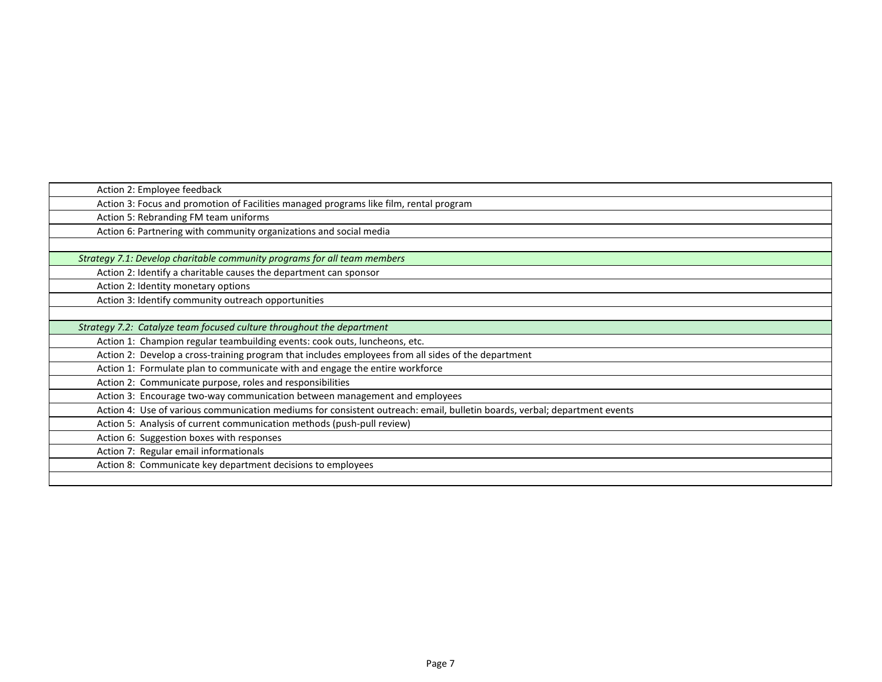| |
|---|
| Action 2: Employee feedback |
| Action 3: Focus and promotion of Facilities managed programs like film, rental program |
| Action 5: Rebranding FM team uniforms |
| Action 6: Partnering with community organizations and social media |
| |
| *Strategy 7.1: Develop charitable community programs for all team members* |
| Action 2: Identify a charitable causes the department can sponsor |
| Action 2: Identity monetary options |
| Action 3: Identify community outreach opportunities |
| |
| *Strategy 7.2: Catalyze team focused culture throughout the department* |
| Action 1: Champion regular teambuilding events: cook outs, luncheons, etc. |
| Action 2: Develop a cross-training program that includes employees from all sides of the department |
| Action 1: Formulate plan to communicate with and engage the entire workforce |
| Action 2: Communicate purpose, roles and responsibilities |
| Action 3: Encourage two-way communication between management and employees |
| Action 4: Use of various communication mediums for consistent outreach: email, bulletin boards, verbal; department events |
| Action 5: Analysis of current communication methods (push-pull review) |
| Action 6: Suggestion boxes with responses |
| Action 7: Regular email informationals |
| Action 8: Communicate key department decisions to employees |
| |